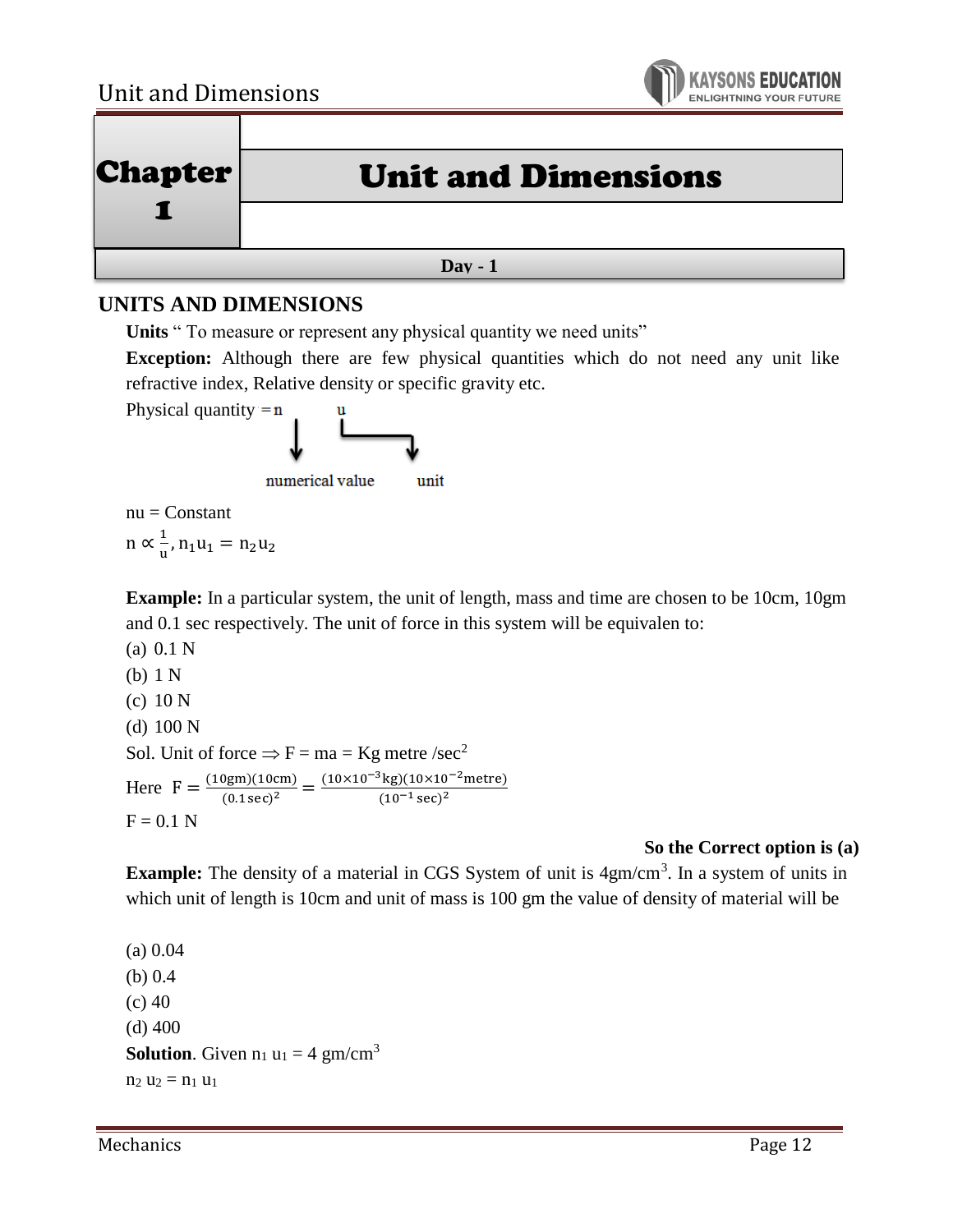# Chapter 1 — Unit and Dimensions

**Day - 1**

## UNITS AND DIMENSIONS

**Units** " To measure or represent any physical quantity we need units"

**Exception:** Although there are few physical quantities which do not need any unit like refractive index, Relative density or specific gravity etc.

Physical quantity = n u

n → numerical value, u → unit

nu = Constant

$n \propto \frac{1}{u}, n_1u_1 = n_2u_2$

**Example:** In a particular system, the unit of length, mass and time are chosen to be 10cm, 10gm and 0.1 sec respectively. The unit of force in this system will be equivalen to:

(a) 0.1 N

(b) 1 N

(c) 10 N

(d) 100 N

Sol. Unit of force $\Rightarrow$ F = ma = Kg metre /sec$^2$

Here $F = \frac{(10\text{gm})(10\text{cm})}{(0.1\sec)^2} = \frac{(10\times10^{-3}\text{kg})(10\times10^{-2}\text{metre})}{(10^{-1}\sec)^2}$

F = 0.1 N

**So the Correct option is (a)**

**Example:** The density of a material in CGS System of unit is 4gm/cm$^3$. In a system of units in which unit of length is 10cm and unit of mass is 100 gm the value of density of material will be

(a) 0.04

(b) 0.4

(c) 40

(d) 400

**Solution**. Given $n_1\ u_1$ = 4 gm/cm$^3$

$n_2\ u_2 = n_1\ u_1$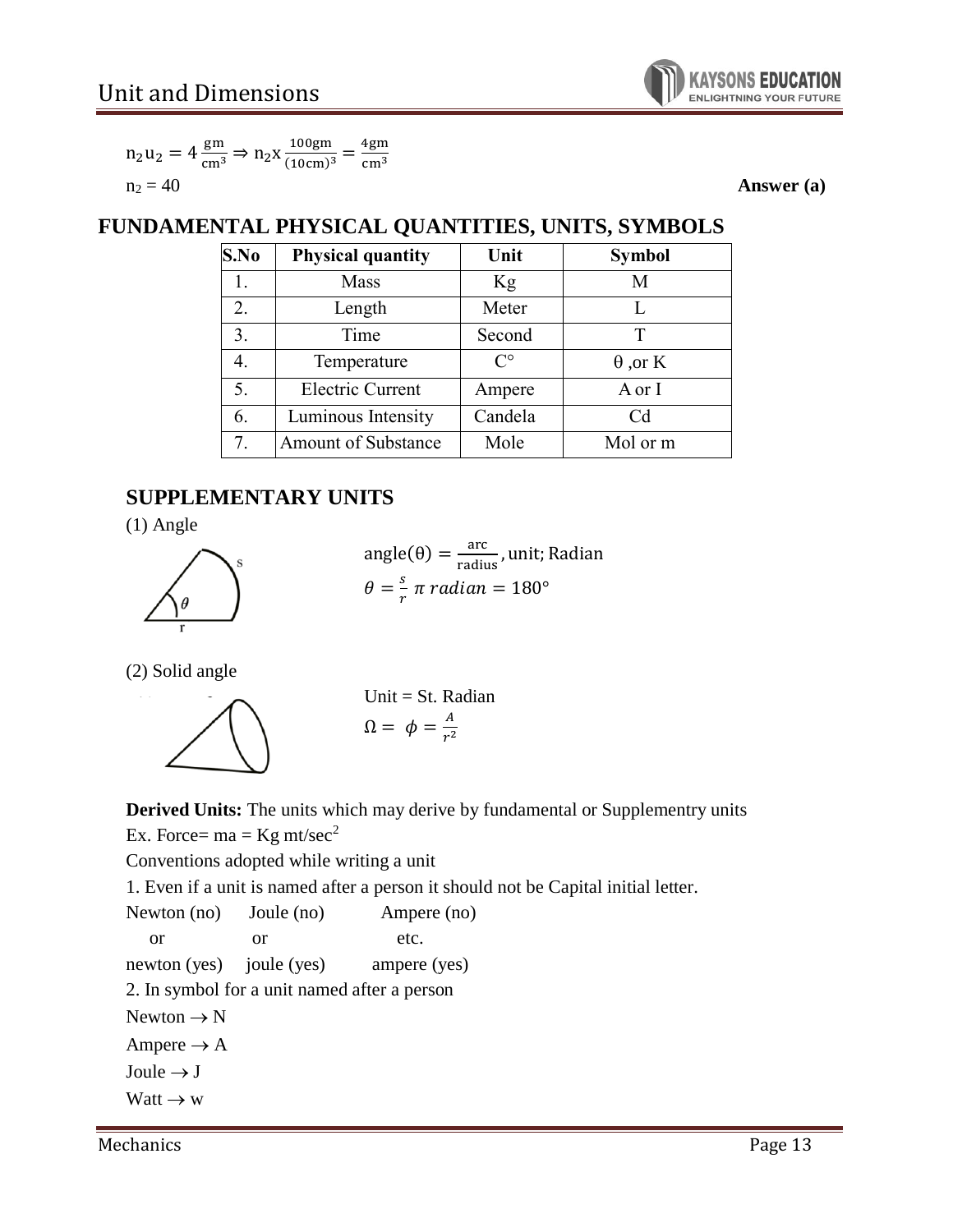$n_2 u_2 = 4 \frac{\text{gm}}{\text{cm}^3} \Rightarrow n_2 \text{x} \frac{100\text{gm}}{(10\text{cm})^3} = \frac{4\text{gm}}{\text{cm}^3}$

$n_2 = 40$ **Answer (a)**

## FUNDAMENTAL PHYSICAL QUANTITIES, UNITS, SYMBOLS

| S.No | Physical quantity | Unit | Symbol |
|---|---|---|---|
| 1. | Mass | Kg | M |
| 2. | Length | Meter | L |
| 3. | Time | Second | T |
| 4. | Temperature | C° | θ ,or K |
| 5. | Electric Current | Ampere | A or I |
| 6. | Luminous Intensity | Candela | Cd |
| 7. | Amount of Substance | Mole | Mol or m |

### SUPPLEMENTARY UNITS

(1) Angle

s

$\theta$

r

$\text{angle}(\theta) = \frac{\text{arc}}{\text{radius}}$, unit; Radian

$\theta = \frac{s}{r}\ \pi\ radian = 180°$

(2) Solid angle

Unit = St. Radian

$\Omega = \ \phi = \frac{A}{r^2}$

**Derived Units:** The units which may derive by fundamental or Supplementry units

Ex. Force= ma = Kg mt/sec$^2$

Conventions adopted while writing a unit

1. Even if a unit is named after a person it should not be Capital initial letter.

Newton (no) Joule (no) Ampere (no)

or or etc.

newton (yes) joule (yes) ampere (yes)

2. In symbol for a unit named after a person

Newton → N

Ampere → A

Joule → J

Watt → w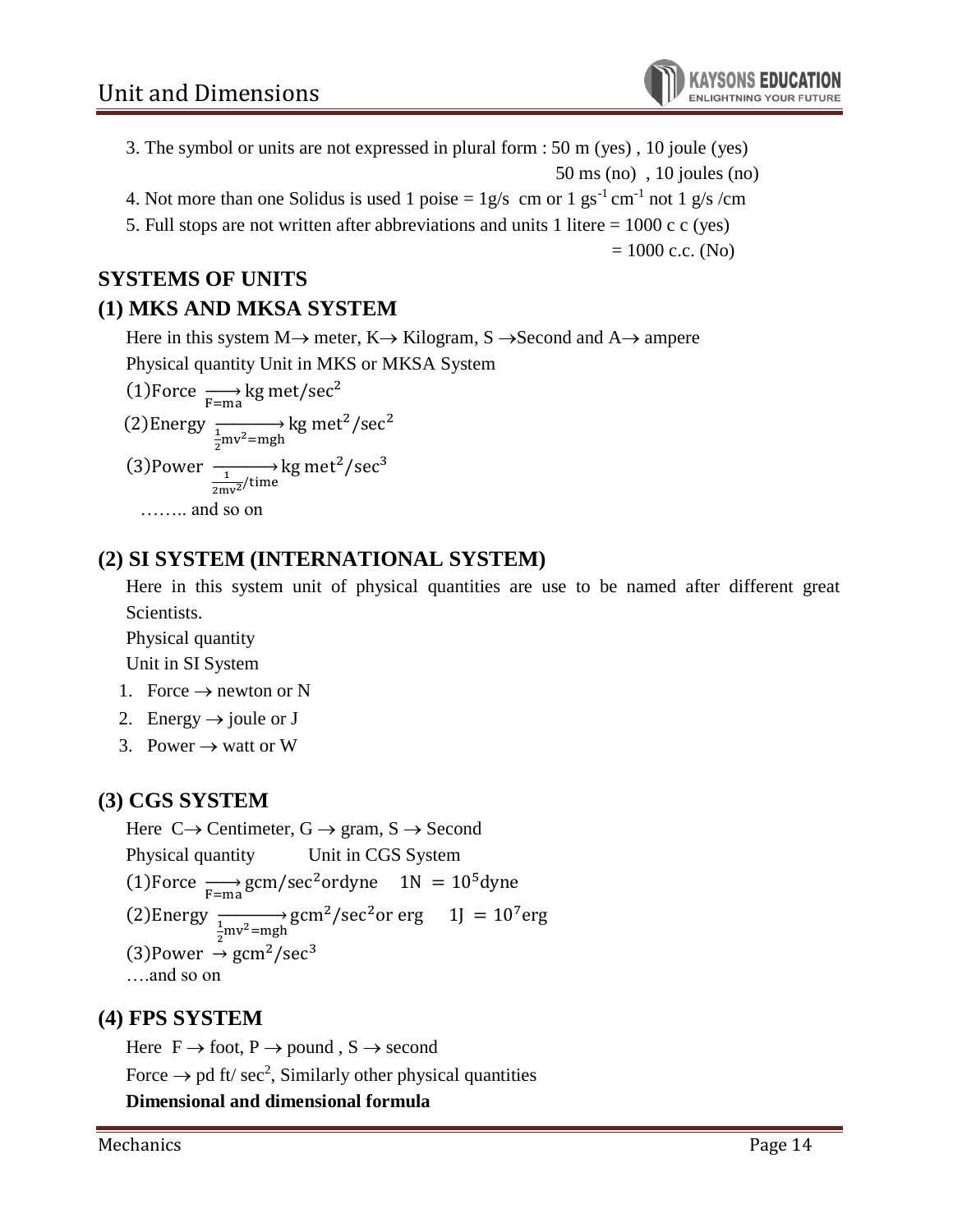3. The symbol or units are not expressed in plural form : 50 m (yes) , 10 joule (yes)

50 ms (no) , 10 joules (no)

4. Not more than one Solidus is used 1 poise = 1g/s cm or 1 $gs^{-1}$ $cm^{-1}$ not 1 g/s /cm

5. Full stops are not written after abbreviations and units 1 litere = 1000 c c (yes)

= 1000 c.c. (No)

## SYSTEMS OF UNITS

### (1) MKS AND MKSA SYSTEM

Here in this system M→ meter, K→ Kilogram, S →Second and A→ ampere

Physical quantity Unit in MKS or MKSA System

(1)Force $\xrightarrow[F=ma]{}$ kg met/sec$^2$

(2)Energy $\xrightarrow[\frac{1}{2}mv^2=mgh]{}$ kg met$^2$/sec$^2$

(3)Power $\xrightarrow[\frac{1}{2mv^2}/time]{}$ kg met$^2$/sec$^3$

…….. and so on

### (2) SI SYSTEM (INTERNATIONAL SYSTEM)

Here in this system unit of physical quantities are use to be named after different great Scientists.

Physical quantity

Unit in SI System

1. Force → newton or N
2. Energy → joule or J
3. Power → watt or W

### (3) CGS SYSTEM

Here C→ Centimeter, G → gram, S → Second

Physical quantity Unit in CGS System

(1)Force $\xrightarrow[F=ma]{}$ gcm/sec$^2$ordyne $\quad 1N = 10^5$dyne

(2)Energy $\xrightarrow[\frac{1}{2}mv^2=mgh]{}$ gcm$^2$/sec$^2$or erg $\quad 1J = 10^7$erg

(3)Power → gcm$^2$/sec$^3$

….and so on

### (4) FPS SYSTEM

Here F → foot, P → pound , S → second

Force → pd ft/ sec$^2$, Similarly other physical quantities

**Dimensional and dimensional formula**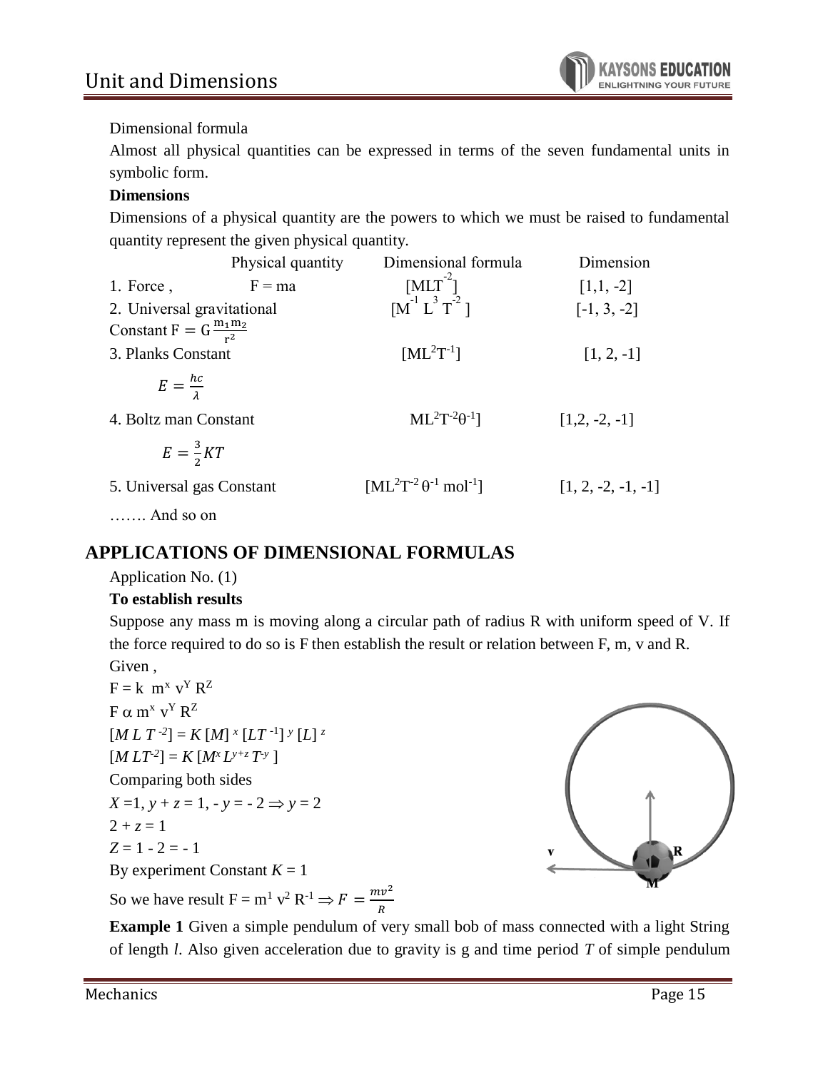Dimensional formula

Almost all physical quantities can be expressed in terms of the seven fundamental units in symbolic form.

**Dimensions**

Dimensions of a physical quantity are the powers to which we must be raised to fundamental quantity represent the given physical quantity.

| | Physical quantity | Dimensional formula | Dimension |
|---|---|---|---|
| 1. Force , | $F = ma$ | $[MLT^{-2}]$ | [1,1, -2] |
| 2. Universal gravitational Constant $F = G\frac{m_1 m_2}{r^2}$ | | $[M^{-1} L^{3} T^{-2}]$ | [-1, 3, -2] |
| 3. Planks Constant $E = \frac{hc}{\lambda}$ | | $[ML^2T^{-1}]$ | [1, 2, -1] |
| 4. Boltz man Constant $E = \frac{3}{2}KT$ | | $ML^2T^{-2}\theta^{-1}]$ | [1,2, -2, -1] |
| 5. Universal gas Constant | | $[ML^2T^{-2}\theta^{-1} mol^{-1}]$ | [1, 2, -2, -1, -1] |

……. And so on

## APPLICATIONS OF DIMENSIONAL FORMULAS

Application No. (1)

**To establish results**

Suppose any mass m is moving along a circular path of radius R with uniform speed of V. If the force required to do so is F then establish the result or relation between F, m, v and R.

Given ,

$F = k\ m^x v^Y R^Z$

$F \alpha\ m^x v^Y R^Z$

$[M L T^{-2}] = K [M]^x [LT^{-1}]^y [L]^z$

$[M LT^{-2}] = K [M^x L^{y+z} T^{-y}]$

Comparing both sides

$X = 1$, $y + z = 1$, $-y = -2 \Rightarrow y = 2$

$2 + z = 1$

$Z = 1 - 2 = -1$

By experiment Constant $K = 1$

So we have result $F = m^1 v^2 R^{-1} \Rightarrow F = \frac{mv^2}{R}$

**Example 1** Given a simple pendulum of very small bob of mass connected with a light String of length *l*. Also given acceleration due to gravity is g and time period *T* of simple pendulum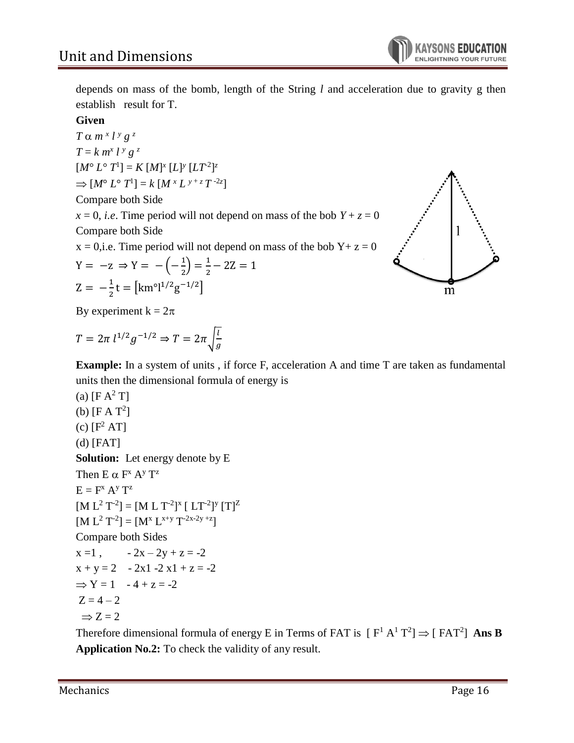depends on mass of the bomb, length of the String $l$ and acceleration due to gravity g then establish result for T.

**Given**

$T \alpha\, m^x\, l^y\, g^z$

$T = k\, m^x\, l^y\, g^z$

$[M^\circ\, L^\circ\, T^1] = K\, [M]^x\, [L]^y\, [LT^{-2}]^z$

$\Rightarrow [M^\circ\, L^\circ\, T^1] = k\, [M^x\, L^{y+z}\, T^{-2z}]$

Compare both Side

$x = 0$, *i.e*. Time period will not depend on mass of the bob $Y + z = 0$

Compare both Side

x = 0,i.e. Time period will not depend on mass of the bob Y+ z = 0

$\mathrm{Y} = -\mathrm{z} \Rightarrow \mathrm{Y} = -\left(-\frac{1}{2}\right) = \frac{1}{2} - 2\mathrm{Z} = 1$

$\mathrm{Z} = -\frac{1}{2}\, \mathrm{t} = \left[\mathrm{km^\circ l^{1/2} g^{-1/2}}\right]$

l

m

By experiment $k = 2\pi$

$T = 2\pi\, l^{1/2} g^{-1/2} \Rightarrow T = 2\pi\sqrt{\frac{l}{g}}$

**Example:** In a system of units , if force F, acceleration A and time T are taken as fundamental units then the dimensional formula of energy is

(a) $[F\, A^2\, T]$

(b) $[F\, A\, T^2]$

(c) $[F^2\, AT]$

(d) [FAT]

**Solution:** Let energy denote by E

Then $E\, \alpha\, F^x\, A^y\, T^z$

$E = F^x\, A^y\, T^z$

$[M\, L^2\, T^{-2}] = [M\, L\, T^{-2}]^x\, [LT^{-2}]^y\, [T]^Z$

$[M\, L^2\, T^{-2}] = [M^x\, L^{x+y}\, T^{-2x-2y+z}]$

Compare both Sides

$x = 1$ , $\quad -2x - 2y + z = -2$

$x + y = 2 \quad -2x1 - 2\, x1 + z = -2$

$\Rightarrow Y = 1 \quad -4 + z = -2$

$Z = 4 - 2$

$\Rightarrow Z = 2$

Therefore dimensional formula of energy E in Terms of FAT is $[F^1\, A^1\, T^2] \Rightarrow [FAT^2]$ **Ans B**

**Application No.2:** To check the validity of any result.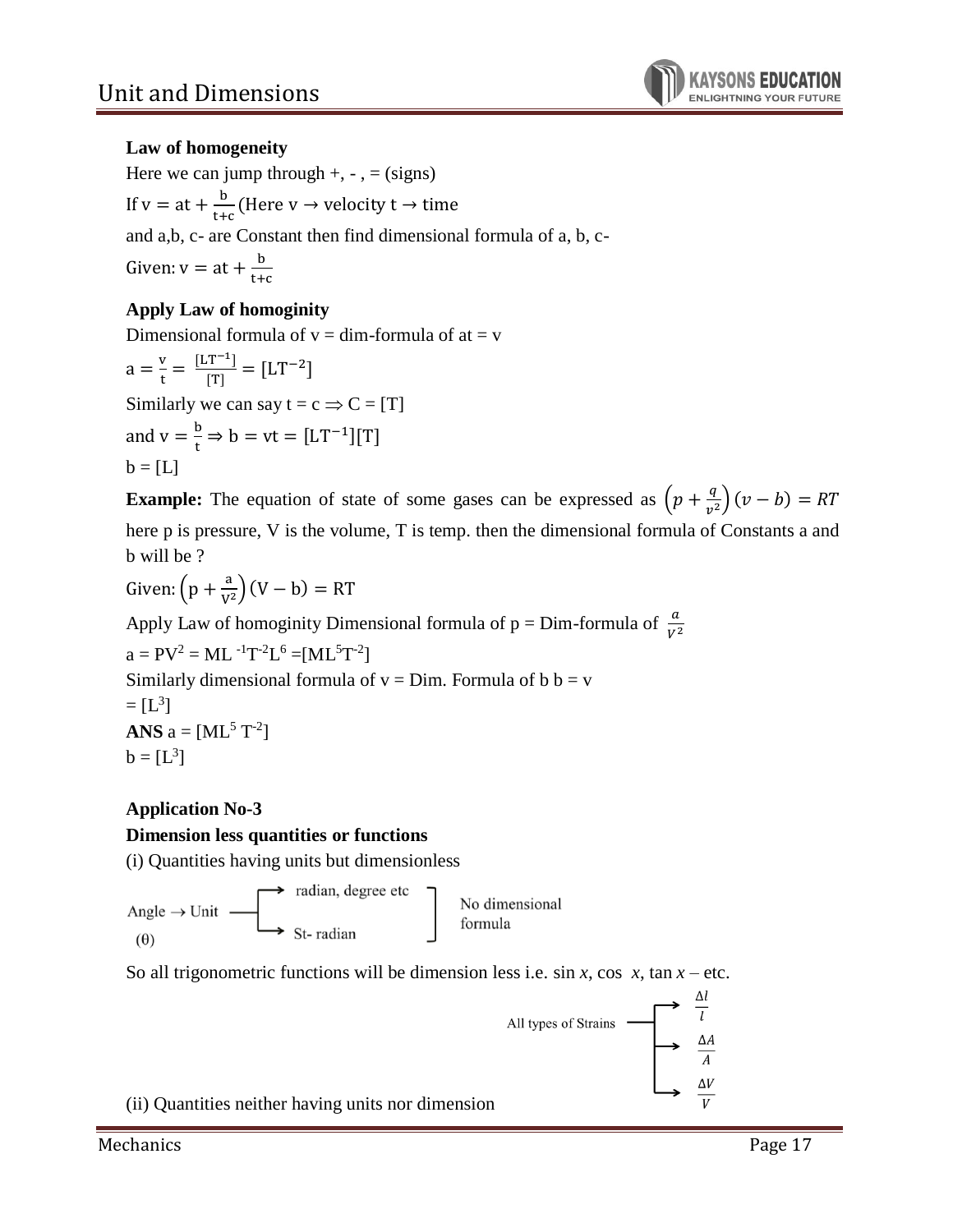**Law of homogeneity**

Here we can jump through +, - , = (signs)

If $v = at + \frac{b}{t+c}$ (Here $v \rightarrow$ velocity $t \rightarrow$ time

and a,b, c- are Constant then find dimensional formula of a, b, c-

Given: $v = at + \frac{b}{t+c}$

**Apply Law of homoginity**

Dimensional formula of v = dim-formula of at = v

$a = \frac{v}{t} = \frac{[LT^{-1}]}{[T]} = [LT^{-2}]$

Similarly we can say t = c $\Rightarrow$ C = [T]

and $v = \frac{b}{t} \Rightarrow b = vt = [LT^{-1}][T]$

b = [L]

**Example:** The equation of state of some gases can be expressed as $\left(p + \frac{q}{v^2}\right)(v - b) = RT$ here p is pressure, V is the volume, T is temp. then the dimensional formula of Constants a and b will be ?

Given: $\left(p + \frac{a}{V^2}\right)(V - b) = RT$

Apply Law of homoginity Dimensional formula of p = Dim-formula of $\frac{a}{V^2}$

$a = PV^2 = ML^{-1}T^{-2}L^6 = [ML^5T^{-2}]$

Similarly dimensional formula of v = Dim. Formula of b b = v

$= [L^3]$

**ANS** $a = [ML^5 T^{-2}]$

$b = [L^3]$

**Application No-3**

**Dimension less quantities or functions**

(i) Quantities having units but dimensionless

Angle $\rightarrow$ Unit ($\theta$) → radian, degree etc; St- radian — No dimensional formula

So all trigonometric functions will be dimension less i.e. sin *x*, cos *x*, tan *x* – etc.

All types of Strains → $\frac{\Delta l}{l}$, $\frac{\Delta A}{A}$, $\frac{\Delta V}{V}$

(ii) Quantities neither having units nor dimension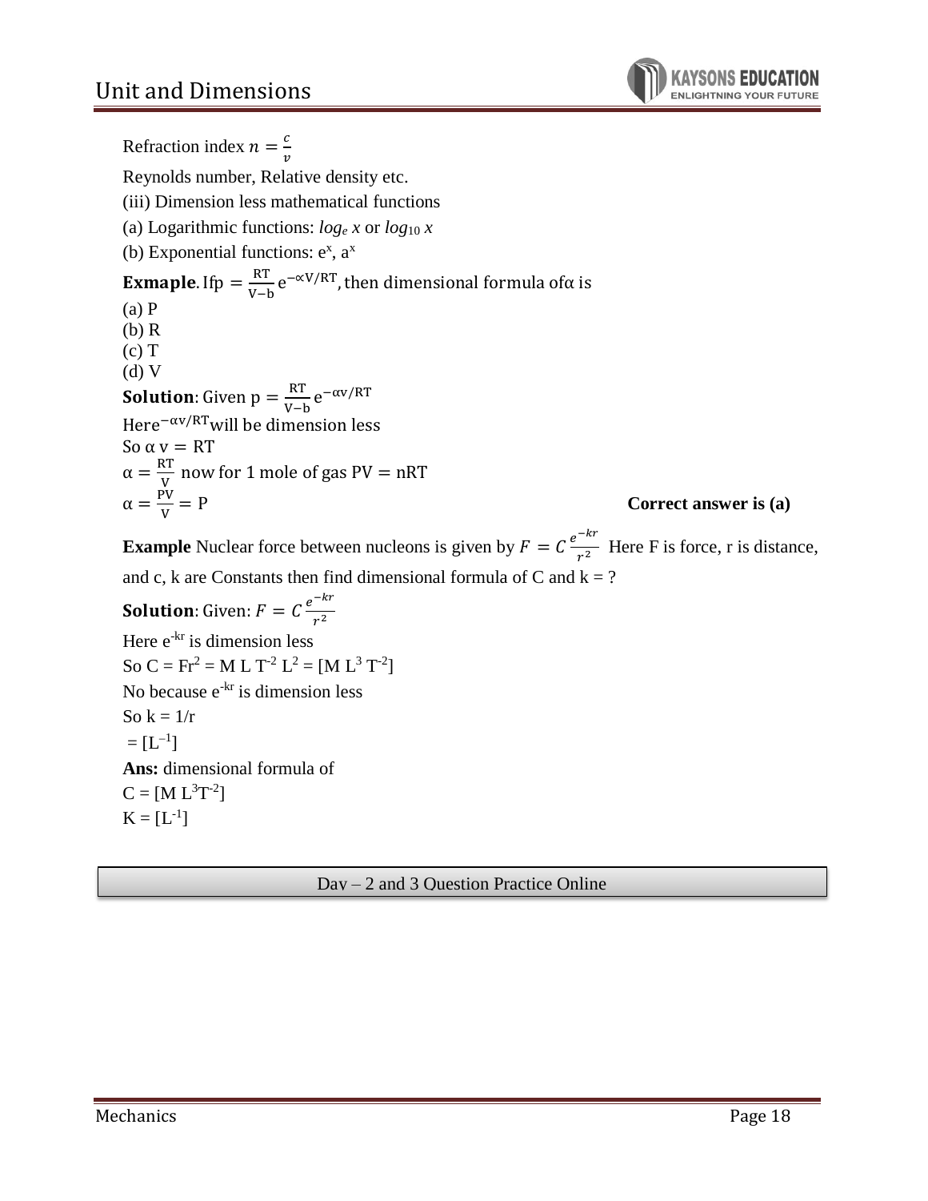Refraction index $n = \frac{c}{v}$

Reynolds number, Relative density etc.

(iii) Dimension less mathematical functions

(a) Logarithmic functions: $log_e\, x$ or $log_{10}\, x$

(b) Exponential functions: $e^x$, $a^x$

**Exmaple**. If $p = \frac{RT}{V-b} e^{-\alpha V/RT}$, then dimensional formula of $\alpha$ is

(a) P

(b) R

(c) T

(d) V

**Solution**: Given $p = \frac{RT}{V-b} e^{-\alpha v/RT}$

Here $^{-\alpha v/RT}$ will be dimension less

So $\alpha\, v = RT$

$\alpha = \frac{RT}{V}$ now for 1 mole of gas $PV = nRT$

$\alpha = \frac{PV}{V} = P$ **Correct answer is (a)**

**Example** Nuclear force between nucleons is given by $F = C\frac{e^{-kr}}{r^2}$ Here F is force, r is distance, and c, k are Constants then find dimensional formula of C and k = ?

**Solution**: Given: $F = C\frac{e^{-kr}}{r^2}$

Here $e^{-kr}$ is dimension less

So $C = Fr^2 = M\, L\, T^{-2}\, L^2 = [M\, L^3\, T^{-2}]$

No because $e^{-kr}$ is dimension less

So $k = 1/r$

$= [L^{-1}]$

**Ans:** dimensional formula of

$C = [M\, L^3 T^{-2}]$

$K = [L^{-1}]$

Day – 2 and 3 Question Practice Online